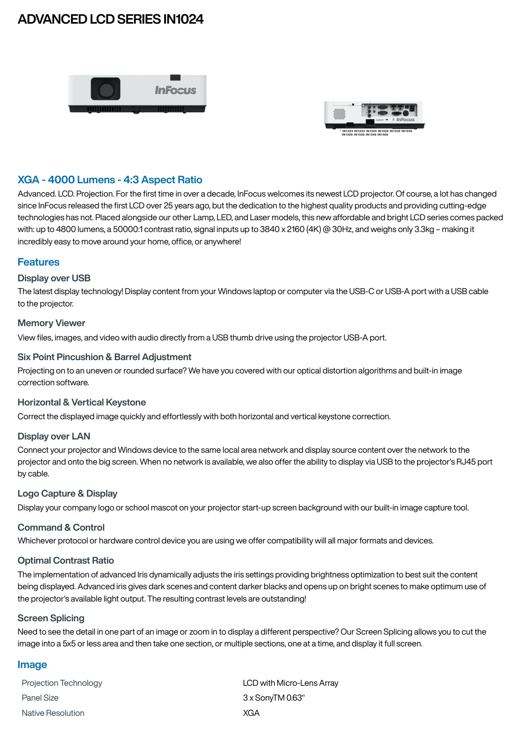# ADVANCED LCD SERIES IN1024

\* IN1024 IN1034 IN1044 IN1026 IN1036 IN1046 IN1029 IN1039 IN1049 IN1059

## XGA - 4000 Lumens - 4:3 Aspect Ratio

Advanced. LCD. Projection. For the first time in over a decade, InFocus welcomes its newest LCD projector. Of course, a lot has changed since InFocus released the first LCD over 25 years ago, but the dedication to the highest quality products and providing cutting-edge technologies has not. Placed alongside our other Lamp, LED, and Laser models, this new affordable and bright LCD series comes packed with: up to 4800 lumens, a 50000:1 contrast ratio, signal inputs up to 3840 x 2160 (4K) @ 30Hz, and weighs only 3.3kg – making it incredibly easy to move around your home, office, or anywhere!

## Features

### Display over USB

The latest display technology! Display content from your Windows laptop or computer via the USB-C or USB-A port with a USB cable to the projector.

### Memory Viewer

View files, images, and video with audio directly from a USB thumb drive using the projector USB-A port.

### Six Point Pincushion & Barrel Adjustment

Projecting on to an uneven or rounded surface? We have you covered with our optical distortion algorithms and built-in image correction software.

### Horizontal & Vertical Keystone

Correct the displayed image quickly and effortlessly with both horizontal and vertical keystone correction.

### Display over LAN

Connect your projector and Windows device to the same local area network and display source content over the network to the projector and onto the big screen. When no network is available, we also offer the ability to display via USB to the projector's RJ45 port by cable.

### Logo Capture & Display

Display your company logo or school mascot on your projector start-up screen background with our built-in image capture tool.

### Command & Control

Whichever protocol or hardware control device you are using we offer compatibility will all major formats and devices.

### Optimal Contrast Ratio

The implementation of advanced Iris dynamically adjusts the iris settings providing brightness optimization to best suit the content being displayed. Advanced iris gives dark scenes and content darker blacks and opens up on bright scenes to make optimum use of the projector's available light output. The resulting contrast levels are outstanding!

### Screen Splicing

Need to see the detail in one part of an image or zoom in to display a different perspective? Our Screen Splicing allows you to cut the image into a 5x5 or less area and then take one section, or multiple sections, one at a time, and display it full screen.

## Image

| | |
|---|---|
| Projection Technology | LCD with Micro-Lens Array |
| Panel Size | 3 x SonyTM 0.63" |
| Native Resolution | XGA |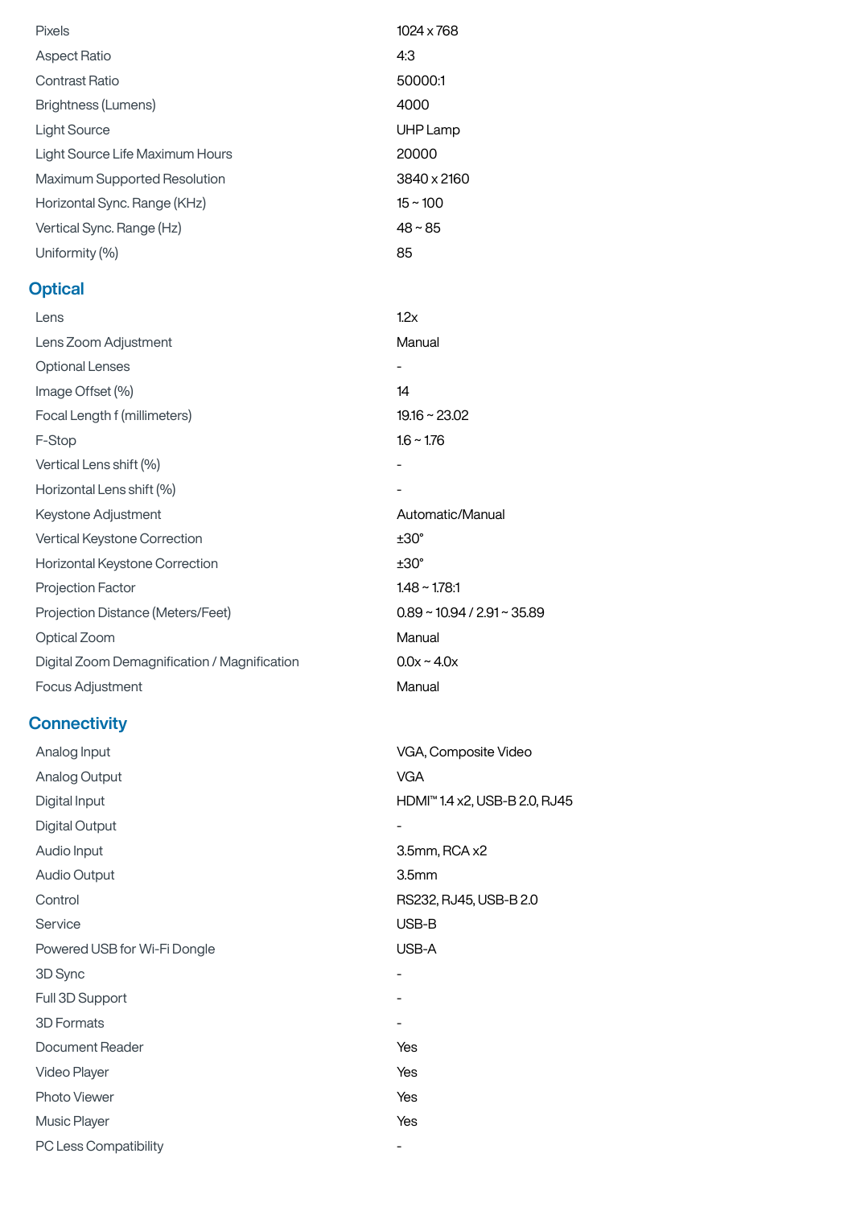| | |
|---|---|
| Pixels | 1024 x 768 |
| Aspect Ratio | 4:3 |
| Contrast Ratio | 50000:1 |
| Brightness (Lumens) | 4000 |
| Light Source | UHP Lamp |
| Light Source Life Maximum Hours | 20000 |
| Maximum Supported Resolution | 3840 x 2160 |
| Horizontal Sync. Range (KHz) | 15 ~ 100 |
| Vertical Sync. Range (Hz) | 48 ~ 85 |
| Uniformity (%) | 85 |

## Optical

| | |
|---|---|
| Lens | 1.2x |
| Lens Zoom Adjustment | Manual |
| Optional Lenses | - |
| Image Offset (%) | 14 |
| Focal Length f (millimeters) | 19.16 ~ 23.02 |
| F-Stop | 1.6 ~ 1.76 |
| Vertical Lens shift (%) | - |
| Horizontal Lens shift (%) | - |
| Keystone Adjustment | Automatic/Manual |
| Vertical Keystone Correction | ±30° |
| Horizontal Keystone Correction | ±30° |
| Projection Factor | 1.48 ~ 1.78:1 |
| Projection Distance (Meters/Feet) | 0.89 ~ 10.94 / 2.91 ~ 35.89 |
| Optical Zoom | Manual |
| Digital Zoom Demagnification / Magnification | 0.0x ~ 4.0x |
| Focus Adjustment | Manual |

## Connectivity

| | |
|---|---|
| Analog Input | VGA, Composite Video |
| Analog Output | VGA |
| Digital Input | HDMI™ 1.4 x2, USB-B 2.0, RJ45 |
| Digital Output | - |
| Audio Input | 3.5mm, RCA x2 |
| Audio Output | 3.5mm |
| Control | RS232, RJ45, USB-B 2.0 |
| Service | USB-B |
| Powered USB for Wi-Fi Dongle | USB-A |
| 3D Sync | - |
| Full 3D Support | - |
| 3D Formats | - |
| Document Reader | Yes |
| Video Player | Yes |
| Photo Viewer | Yes |
| Music Player | Yes |
| PC Less Compatibility | - |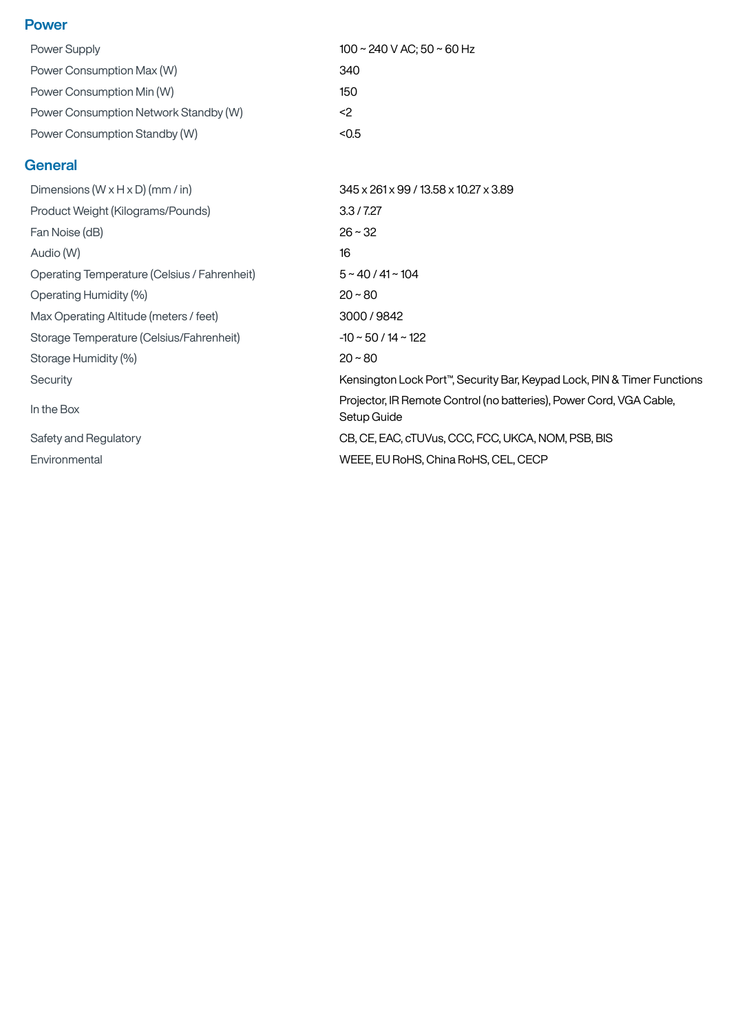## Power

| | |
|---|---|
| Power Supply | 100 ~ 240 V AC; 50 ~ 60 Hz |
| Power Consumption Max (W) | 340 |
| Power Consumption Min (W) | 150 |
| Power Consumption Network Standby (W) | <2 |
| Power Consumption Standby (W) | <0.5 |

## General

| | |
|---|---|
| Dimensions (W x H x D) (mm / in) | 345 x 261 x 99 / 13.58 x 10.27 x 3.89 |
| Product Weight (Kilograms/Pounds) | 3.3 / 7.27 |
| Fan Noise (dB) | 26 ~ 32 |
| Audio (W) | 16 |
| Operating Temperature (Celsius / Fahrenheit) | 5 ~ 40 / 41 ~ 104 |
| Operating Humidity (%) | 20 ~ 80 |
| Max Operating Altitude (meters / feet) | 3000 / 9842 |
| Storage Temperature (Celsius/Fahrenheit) | -10 ~ 50 / 14 ~ 122 |
| Storage Humidity (%) | 20 ~ 80 |
| Security | Kensington Lock Port™, Security Bar, Keypad Lock, PIN & Timer Functions |
| In the Box | Projector, IR Remote Control (no batteries), Power Cord, VGA Cable, Setup Guide |
| Safety and Regulatory | CB, CE, EAC, cTUVus, CCC, FCC, UKCA, NOM, PSB, BIS |
| Environmental | WEEE, EU RoHS, China RoHS, CEL, CECP |